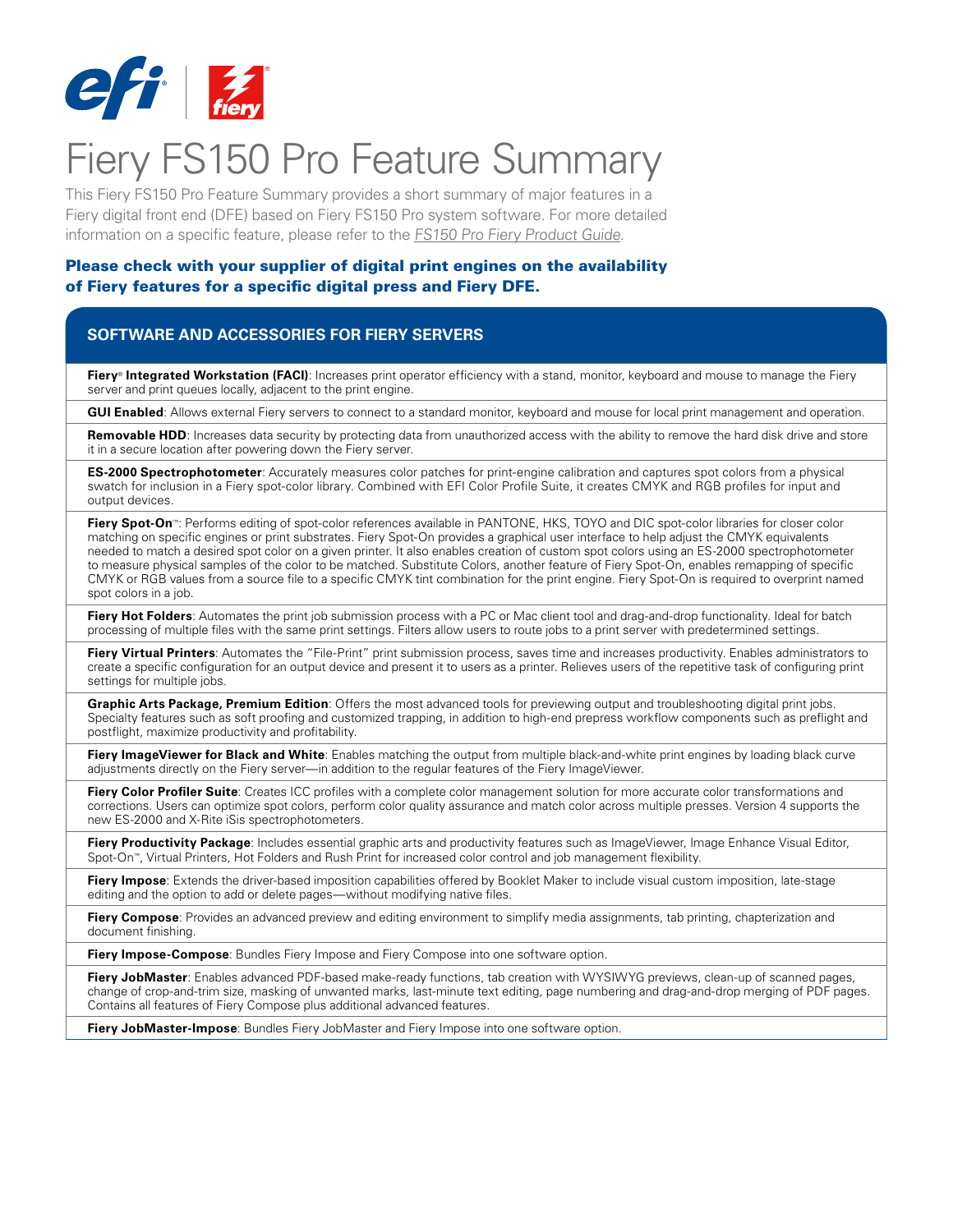# Fiery FS150 Pro Feature Summary

This Fiery FS150 Pro Feature Summary provides a short summary of major features in a Fiery digital front end (DFE) based on Fiery FS150 Pro system software. For more detailed information on a specific feature, please refer to the *FS150 Pro Fiery Product Guide*.

**Please check with your supplier of digital print engines on the availability of Fiery features for a specific digital press and Fiery DFE.**

## SOFTWARE AND ACCESSORIES FOR FIERY SERVERS

**Fiery® Integrated Workstation (FACI)**: Increases print operator efficiency with a stand, monitor, keyboard and mouse to manage the Fiery server and print queues locally, adjacent to the print engine.

**GUI Enabled**: Allows external Fiery servers to connect to a standard monitor, keyboard and mouse for local print management and operation.

**Removable HDD**: Increases data security by protecting data from unauthorized access with the ability to remove the hard disk drive and store it in a secure location after powering down the Fiery server.

**ES-2000 Spectrophotometer**: Accurately measures color patches for print-engine calibration and captures spot colors from a physical swatch for inclusion in a Fiery spot-color library. Combined with EFI Color Profile Suite, it creates CMYK and RGB profiles for input and output devices.

**Fiery Spot-On™**: Performs editing of spot-color references available in PANTONE, HKS, TOYO and DIC spot-color libraries for closer color matching on specific engines or print substrates. Fiery Spot-On provides a graphical user interface to help adjust the CMYK equivalents needed to match a desired spot color on a given printer. It also enables creation of custom spot colors using an ES-2000 spectrophotometer to measure physical samples of the color to be matched. Substitute Colors, another feature of Fiery Spot-On, enables remapping of specific CMYK or RGB values from a source file to a specific CMYK tint combination for the print engine. Fiery Spot-On is required to overprint named spot colors in a job.

**Fiery Hot Folders**: Automates the print job submission process with a PC or Mac client tool and drag-and-drop functionality. Ideal for batch processing of multiple files with the same print settings. Filters allow users to route jobs to a print server with predetermined settings.

**Fiery Virtual Printers**: Automates the "File-Print" print submission process, saves time and increases productivity. Enables administrators to create a specific configuration for an output device and present it to users as a printer. Relieves users of the repetitive task of configuring print settings for multiple jobs.

**Graphic Arts Package, Premium Edition**: Offers the most advanced tools for previewing output and troubleshooting digital print jobs. Specialty features such as soft proofing and customized trapping, in addition to high-end prepress workflow components such as preflight and postflight, maximize productivity and profitability.

**Fiery ImageViewer for Black and White**: Enables matching the output from multiple black-and-white print engines by loading black curve adjustments directly on the Fiery server—in addition to the regular features of the Fiery ImageViewer.

**Fiery Color Profiler Suite**: Creates ICC profiles with a complete color management solution for more accurate color transformations and corrections. Users can optimize spot colors, perform color quality assurance and match color across multiple presses. Version 4 supports the new ES-2000 and X-Rite iSis spectrophotometers.

**Fiery Productivity Package**: Includes essential graphic arts and productivity features such as ImageViewer, Image Enhance Visual Editor, Spot-On™, Virtual Printers, Hot Folders and Rush Print for increased color control and job management flexibility.

**Fiery Impose**: Extends the driver-based imposition capabilities offered by Booklet Maker to include visual custom imposition, late-stage editing and the option to add or delete pages—without modifying native files.

**Fiery Compose**: Provides an advanced preview and editing environment to simplify media assignments, tab printing, chapterization and document finishing.

**Fiery Impose-Compose**: Bundles Fiery Impose and Fiery Compose into one software option.

**Fiery JobMaster**: Enables advanced PDF-based make-ready functions, tab creation with WYSIWYG previews, clean-up of scanned pages, change of crop-and-trim size, masking of unwanted marks, last-minute text editing, page numbering and drag-and-drop merging of PDF pages. Contains all features of Fiery Compose plus additional advanced features.

**Fiery JobMaster-Impose**: Bundles Fiery JobMaster and Fiery Impose into one software option.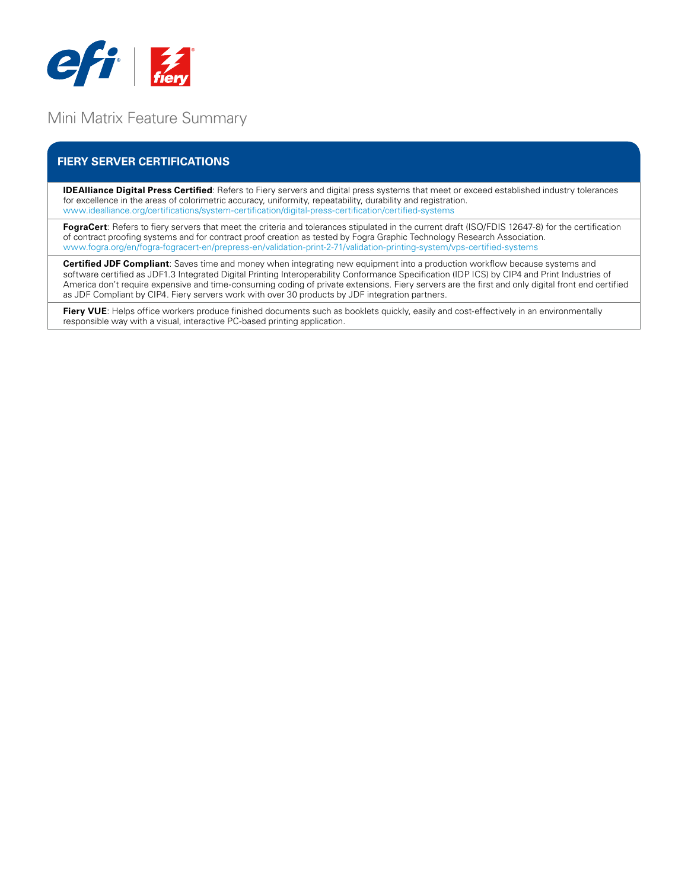# Mini Matrix Feature Summary

## FIERY SERVER CERTIFICATIONS

**IDEAlliance Digital Press Certified**: Refers to Fiery servers and digital press systems that meet or exceed established industry tolerances for excellence in the areas of colorimetric accuracy, uniformity, repeatability, durability and registration.
www.idealliance.org/certifications/system-certification/digital-press-certification/certified-systems

**FograCert**: Refers to fiery servers that meet the criteria and tolerances stipulated in the current draft (ISO/FDIS 12647-8) for the certification of contract proofing systems and for contract proof creation as tested by Fogra Graphic Technology Research Association.
www.fogra.org/en/fogra-fogracert-en/prepress-en/validation-print-2-71/validation-printing-system/vps-certified-systems

**Certified JDF Compliant**: Saves time and money when integrating new equipment into a production workflow because systems and software certified as JDF1.3 Integrated Digital Printing Interoperability Conformance Specification (IDP ICS) by CIP4 and Print Industries of America don't require expensive and time-consuming coding of private extensions. Fiery servers are the first and only digital front end certified as JDF Compliant by CIP4. Fiery servers work with over 30 products by JDF integration partners.

**Fiery VUE**: Helps office workers produce finished documents such as booklets quickly, easily and cost-effectively in an environmentally responsible way with a visual, interactive PC-based printing application.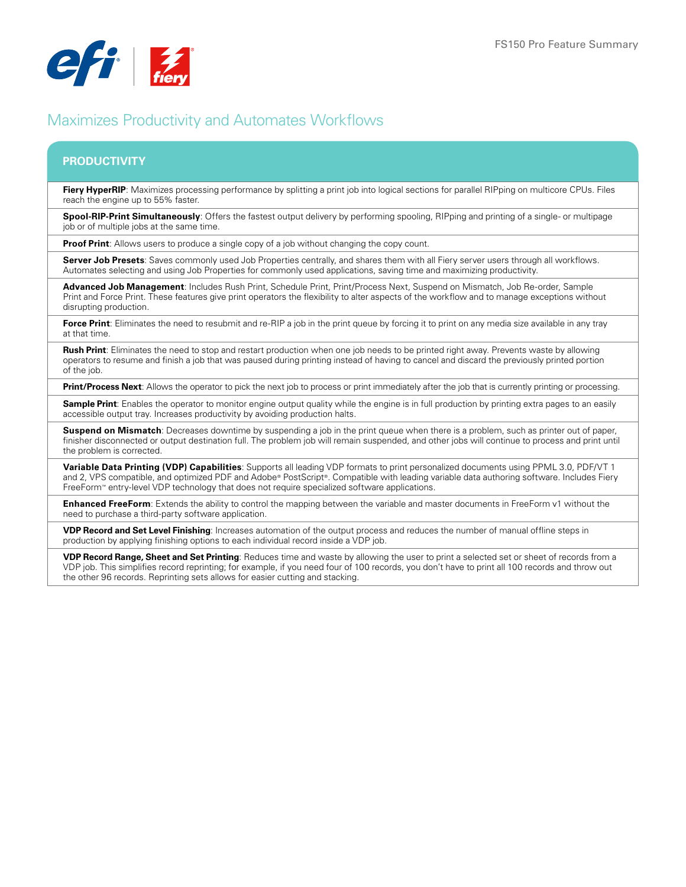## Maximizes Productivity and Automates Workflows

### PRODUCTIVITY

**Fiery HyperRIP**: Maximizes processing performance by splitting a print job into logical sections for parallel RIPping on multicore CPUs. Files reach the engine up to 55% faster.

**Spool-RIP-Print Simultaneously**: Offers the fastest output delivery by performing spooling, RIPping and printing of a single- or multipage job or of multiple jobs at the same time.

**Proof Print**: Allows users to produce a single copy of a job without changing the copy count.

**Server Job Presets**: Saves commonly used Job Properties centrally, and shares them with all Fiery server users through all workflows. Automates selecting and using Job Properties for commonly used applications, saving time and maximizing productivity.

**Advanced Job Management**: Includes Rush Print, Schedule Print, Print/Process Next, Suspend on Mismatch, Job Re-order, Sample Print and Force Print. These features give print operators the flexibility to alter aspects of the workflow and to manage exceptions without disrupting production.

**Force Print**: Eliminates the need to resubmit and re-RIP a job in the print queue by forcing it to print on any media size available in any tray at that time.

**Rush Print**: Eliminates the need to stop and restart production when one job needs to be printed right away. Prevents waste by allowing operators to resume and finish a job that was paused during printing instead of having to cancel and discard the previously printed portion of the job.

**Print/Process Next**: Allows the operator to pick the next job to process or print immediately after the job that is currently printing or processing.

**Sample Print**: Enables the operator to monitor engine output quality while the engine is in full production by printing extra pages to an easily accessible output tray. Increases productivity by avoiding production halts.

**Suspend on Mismatch**: Decreases downtime by suspending a job in the print queue when there is a problem, such as printer out of paper, finisher disconnected or output destination full. The problem job will remain suspended, and other jobs will continue to process and print until the problem is corrected.

**Variable Data Printing (VDP) Capabilities**: Supports all leading VDP formats to print personalized documents using PPML 3.0, PDF/VT 1 and 2, VPS compatible, and optimized PDF and Adobe® PostScript®. Compatible with leading variable data authoring software. Includes Fiery FreeForm™ entry-level VDP technology that does not require specialized software applications.

**Enhanced FreeForm**: Extends the ability to control the mapping between the variable and master documents in FreeForm v1 without the need to purchase a third-party software application.

**VDP Record and Set Level Finishing**: Increases automation of the output process and reduces the number of manual offline steps in production by applying finishing options to each individual record inside a VDP job.

**VDP Record Range, Sheet and Set Printing**: Reduces time and waste by allowing the user to print a selected set or sheet of records from a VDP job. This simplifies record reprinting; for example, if you need four of 100 records, you don't have to print all 100 records and throw out the other 96 records. Reprinting sets allows for easier cutting and stacking.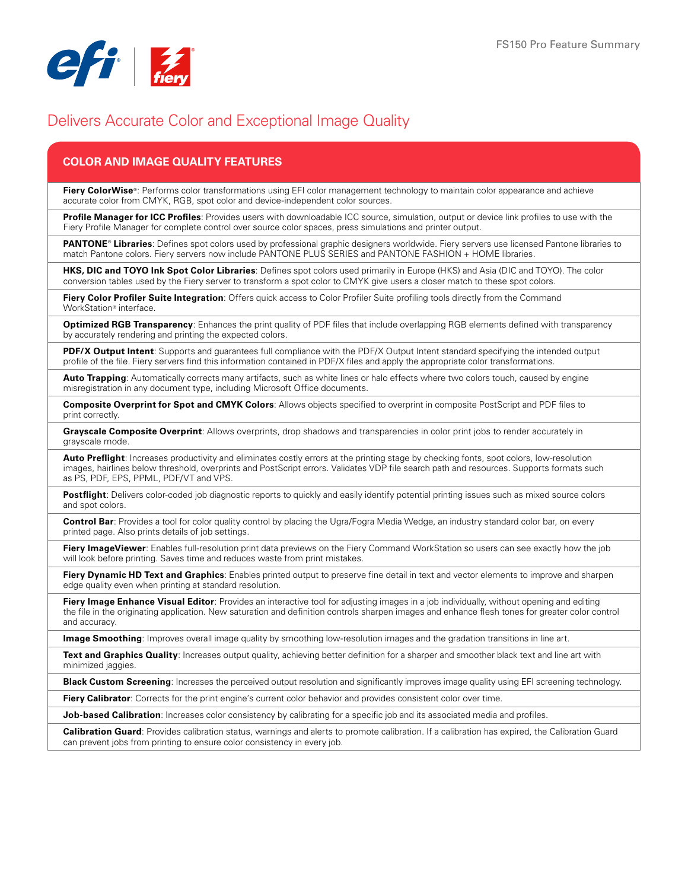# Delivers Accurate Color and Exceptional Image Quality

## COLOR AND IMAGE QUALITY FEATURES

**Fiery ColorWise®**: Performs color transformations using EFI color management technology to maintain color appearance and achieve accurate color from CMYK, RGB, spot color and device-independent color sources.

**Profile Manager for ICC Profiles**: Provides users with downloadable ICC source, simulation, output or device link profiles to use with the Fiery Profile Manager for complete control over source color spaces, press simulations and printer output.

**PANTONE® Libraries**: Defines spot colors used by professional graphic designers worldwide. Fiery servers use licensed Pantone libraries to match Pantone colors. Fiery servers now include PANTONE PLUS SERIES and PANTONE FASHION + HOME libraries.

**HKS, DIC and TOYO Ink Spot Color Libraries**: Defines spot colors used primarily in Europe (HKS) and Asia (DIC and TOYO). The color conversion tables used by the Fiery server to transform a spot color to CMYK give users a closer match to these spot colors.

**Fiery Color Profiler Suite Integration**: Offers quick access to Color Profiler Suite profiling tools directly from the Command WorkStation® interface.

**Optimized RGB Transparency**: Enhances the print quality of PDF files that include overlapping RGB elements defined with transparency by accurately rendering and printing the expected colors.

**PDF/X Output Intent**: Supports and guarantees full compliance with the PDF/X Output Intent standard specifying the intended output profile of the file. Fiery servers find this information contained in PDF/X files and apply the appropriate color transformations.

**Auto Trapping**: Automatically corrects many artifacts, such as white lines or halo effects where two colors touch, caused by engine misregistration in any document type, including Microsoft Office documents.

**Composite Overprint for Spot and CMYK Colors**: Allows objects specified to overprint in composite PostScript and PDF files to print correctly.

**Grayscale Composite Overprint**: Allows overprints, drop shadows and transparencies in color print jobs to render accurately in grayscale mode.

**Auto Preflight**: Increases productivity and eliminates costly errors at the printing stage by checking fonts, spot colors, low-resolution images, hairlines below threshold, overprints and PostScript errors. Validates VDP file search path and resources. Supports formats such as PS, PDF, EPS, PPML, PDF/VT and VPS.

**Postflight**: Delivers color-coded job diagnostic reports to quickly and easily identify potential printing issues such as mixed source colors and spot colors.

**Control Bar**: Provides a tool for color quality control by placing the Ugra/Fogra Media Wedge, an industry standard color bar, on every printed page. Also prints details of job settings.

**Fiery ImageViewer**: Enables full-resolution print data previews on the Fiery Command WorkStation so users can see exactly how the job will look before printing. Saves time and reduces waste from print mistakes.

**Fiery Dynamic HD Text and Graphics**: Enables printed output to preserve fine detail in text and vector elements to improve and sharpen edge quality even when printing at standard resolution.

**Fiery Image Enhance Visual Editor**: Provides an interactive tool for adjusting images in a job individually, without opening and editing the file in the originating application. New saturation and definition controls sharpen images and enhance flesh tones for greater color control and accuracy.

**Image Smoothing**: Improves overall image quality by smoothing low-resolution images and the gradation transitions in line art.

**Text and Graphics Quality**: Increases output quality, achieving better definition for a sharper and smoother black text and line art with minimized jaggies.

**Black Custom Screening**: Increases the perceived output resolution and significantly improves image quality using EFI screening technology.

**Fiery Calibrator**: Corrects for the print engine's current color behavior and provides consistent color over time.

**Job-based Calibration**: Increases color consistency by calibrating for a specific job and its associated media and profiles.

**Calibration Guard**: Provides calibration status, warnings and alerts to promote calibration. If a calibration has expired, the Calibration Guard can prevent jobs from printing to ensure color consistency in every job.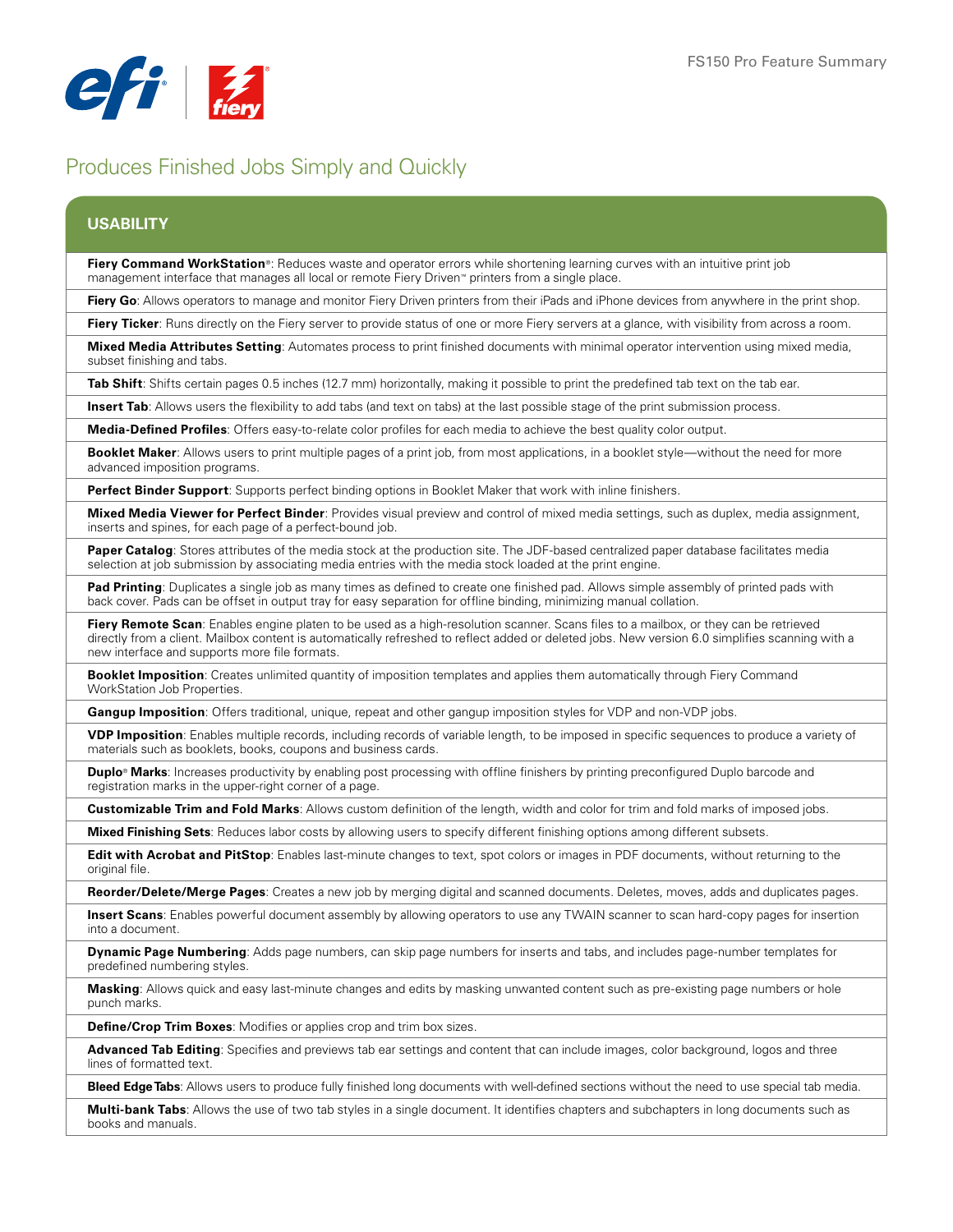## Produces Finished Jobs Simply and Quickly

### USABILITY

**Fiery Command WorkStation®**: Reduces waste and operator errors while shortening learning curves with an intuitive print job management interface that manages all local or remote Fiery Driven™ printers from a single place.

**Fiery Go**: Allows operators to manage and monitor Fiery Driven printers from their iPads and iPhone devices from anywhere in the print shop.

**Fiery Ticker**: Runs directly on the Fiery server to provide status of one or more Fiery servers at a glance, with visibility from across a room.

**Mixed Media Attributes Setting**: Automates process to print finished documents with minimal operator intervention using mixed media, subset finishing and tabs.

**Tab Shift**: Shifts certain pages 0.5 inches (12.7 mm) horizontally, making it possible to print the predefined tab text on the tab ear.

**Insert Tab**: Allows users the flexibility to add tabs (and text on tabs) at the last possible stage of the print submission process.

**Media-Defined Profiles**: Offers easy-to-relate color profiles for each media to achieve the best quality color output.

**Booklet Maker**: Allows users to print multiple pages of a print job, from most applications, in a booklet style—without the need for more advanced imposition programs.

**Perfect Binder Support**: Supports perfect binding options in Booklet Maker that work with inline finishers.

**Mixed Media Viewer for Perfect Binder**: Provides visual preview and control of mixed media settings, such as duplex, media assignment, inserts and spines, for each page of a perfect-bound job.

**Paper Catalog**: Stores attributes of the media stock at the production site. The JDF-based centralized paper database facilitates media selection at job submission by associating media entries with the media stock loaded at the print engine.

**Pad Printing**: Duplicates a single job as many times as defined to create one finished pad. Allows simple assembly of printed pads with back cover. Pads can be offset in output tray for easy separation for offline binding, minimizing manual collation.

**Fiery Remote Scan**: Enables engine platen to be used as a high-resolution scanner. Scans files to a mailbox, or they can be retrieved directly from a client. Mailbox content is automatically refreshed to reflect added or deleted jobs. New version 6.0 simplifies scanning with a new interface and supports more file formats.

**Booklet Imposition**: Creates unlimited quantity of imposition templates and applies them automatically through Fiery Command WorkStation Job Properties.

**Gangup Imposition**: Offers traditional, unique, repeat and other gangup imposition styles for VDP and non-VDP jobs.

**VDP Imposition**: Enables multiple records, including records of variable length, to be imposed in specific sequences to produce a variety of materials such as booklets, books, coupons and business cards.

**Duplo® Marks**: Increases productivity by enabling post processing with offline finishers by printing preconfigured Duplo barcode and registration marks in the upper-right corner of a page.

**Customizable Trim and Fold Marks**: Allows custom definition of the length, width and color for trim and fold marks of imposed jobs.

**Mixed Finishing Sets**: Reduces labor costs by allowing users to specify different finishing options among different subsets.

**Edit with Acrobat and PitStop**: Enables last-minute changes to text, spot colors or images in PDF documents, without returning to the original file.

**Reorder/Delete/Merge Pages**: Creates a new job by merging digital and scanned documents. Deletes, moves, adds and duplicates pages.

**Insert Scans**: Enables powerful document assembly by allowing operators to use any TWAIN scanner to scan hard-copy pages for insertion into a document.

**Dynamic Page Numbering**: Adds page numbers, can skip page numbers for inserts and tabs, and includes page-number templates for predefined numbering styles.

**Masking**: Allows quick and easy last-minute changes and edits by masking unwanted content such as pre-existing page numbers or hole punch marks.

**Define/Crop Trim Boxes**: Modifies or applies crop and trim box sizes.

**Advanced Tab Editing**: Specifies and previews tab ear settings and content that can include images, color background, logos and three lines of formatted text.

**Bleed Edge Tabs**: Allows users to produce fully finished long documents with well-defined sections without the need to use special tab media.

**Multi-bank Tabs**: Allows the use of two tab styles in a single document. It identifies chapters and subchapters in long documents such as books and manuals.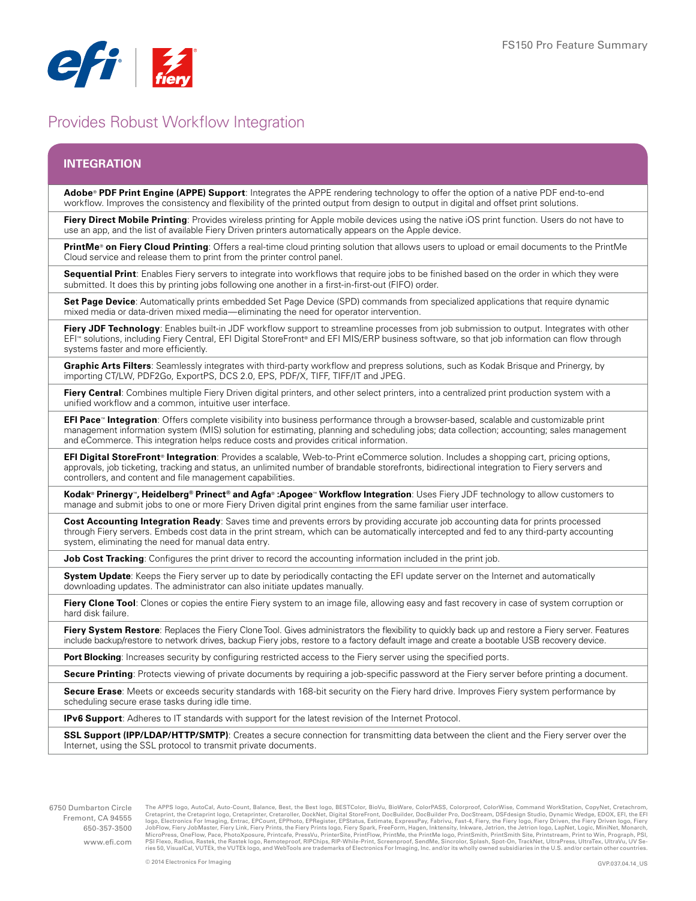## Provides Robust Workflow Integration

### INTEGRATION

**Adobe® PDF Print Engine (APPE) Support**: Integrates the APPE rendering technology to offer the option of a native PDF end-to-end workflow. Improves the consistency and flexibility of the printed output from design to output in digital and offset print solutions.

**Fiery Direct Mobile Printing**: Provides wireless printing for Apple mobile devices using the native iOS print function. Users do not have to use an app, and the list of available Fiery Driven printers automatically appears on the Apple device.

**PrintMe® on Fiery Cloud Printing**: Offers a real-time cloud printing solution that allows users to upload or email documents to the PrintMe Cloud service and release them to print from the printer control panel.

**Sequential Print**: Enables Fiery servers to integrate into workflows that require jobs to be finished based on the order in which they were submitted. It does this by printing jobs following one another in a first-in-first-out (FIFO) order.

**Set Page Device**: Automatically prints embedded Set Page Device (SPD) commands from specialized applications that require dynamic mixed media or data-driven mixed media—eliminating the need for operator intervention.

**Fiery JDF Technology**: Enables built-in JDF workflow support to streamline processes from job submission to output. Integrates with other EFI™ solutions, including Fiery Central, EFI Digital StoreFront® and EFI MIS/ERP business software, so that job information can flow through systems faster and more efficiently.

**Graphic Arts Filters**: Seamlessly integrates with third-party workflow and prepress solutions, such as Kodak Brisque and Prinergy, by importing CT/LW, PDF2Go, ExportPS, DCS 2.0, EPS, PDF/X, TIFF, TIFF/IT and JPEG.

**Fiery Central**: Combines multiple Fiery Driven digital printers, and other select printers, into a centralized print production system with a unified workflow and a common, intuitive user interface.

**EFI Pace™ Integration**: Offers complete visibility into business performance through a browser-based, scalable and customizable print management information system (MIS) solution for estimating, planning and scheduling jobs; data collection; accounting; sales management and eCommerce. This integration helps reduce costs and provides critical information.

**EFI Digital StoreFront® Integration**: Provides a scalable, Web-to-Print eCommerce solution. Includes a shopping cart, pricing options, approvals, job ticketing, tracking and status, an unlimited number of brandable storefronts, bidirectional integration to Fiery servers and controllers, and content and file management capabilities.

**Kodak® Prinergy™, Heidelberg® Prinect® and Agfa® :Apogee™ Workflow Integration**: Uses Fiery JDF technology to allow customers to manage and submit jobs to one or more Fiery Driven digital print engines from the same familiar user interface.

**Cost Accounting Integration Ready**: Saves time and prevents errors by providing accurate job accounting data for prints processed through Fiery servers. Embeds cost data in the print stream, which can be automatically intercepted and fed to any third-party accounting system, eliminating the need for manual data entry.

**Job Cost Tracking**: Configures the print driver to record the accounting information included in the print job.

**System Update**: Keeps the Fiery server up to date by periodically contacting the EFI update server on the Internet and automatically downloading updates. The administrator can also initiate updates manually.

**Fiery Clone Tool**: Clones or copies the entire Fiery system to an image file, allowing easy and fast recovery in case of system corruption or hard disk failure.

**Fiery System Restore**: Replaces the Fiery Clone Tool. Gives administrators the flexibility to quickly back up and restore a Fiery server. Features include backup/restore to network drives, backup Fiery jobs, restore to a factory default image and create a bootable USB recovery device.

**Port Blocking**: Increases security by configuring restricted access to the Fiery server using the specified ports.

**Secure Printing**: Protects viewing of private documents by requiring a job-specific password at the Fiery server before printing a document.

**Secure Erase**: Meets or exceeds security standards with 168-bit security on the Fiery hard drive. Improves Fiery system performance by scheduling secure erase tasks during idle time.

**IPv6 Support**: Adheres to IT standards with support for the latest revision of the Internet Protocol.

**SSL Support (IPP/LDAP/HTTP/SMTP)**: Creates a secure connection for transmitting data between the client and the Fiery server over the Internet, using the SSL protocol to transmit private documents.

6750 Dumbarton Circle
Fremont, CA 94555
650-357-3500

www.efi.com

The APPS logo, AutoCal, Auto-Count, Balance, Best, the Best logo, BESTColor, BioVu, BioWare, ColorPASS, Colorproof, ColorWise, Command WorkStation, CopyNet, Cretachrom, Cretaprint, the Cretaprint logo, Cretaprinter, Cretaroller, DockNet, Digital StoreFront, DocBuilder, DocBuilder Pro, DocStream, DSFdesign Studio, Dynamic Wedge, EDOX, EFI, the EFI logo, Electronics For Imaging, Entrac, EPCount, EPPhoto, EPRegister, EPStatus, Estimate, ExpressPay, Fabrivu, Fast-4, Fiery, the Fiery logo, Fiery Driven, the Fiery Driven logo, Fiery JobFlow, Fiery JobMaster, Fiery Link, Fiery Prints, the Fiery Prints logo, Fiery Spark, FreeForm, Hagen, Inktensity, Inkware, Jetrion, the Jetrion logo, LapNet, Logic, MiniNet, Monarch, MicroPress, OneFlow, Pace, PhotoXposure, Printcafe, PressVu, PrinterSite, PrintFlow, PrintMe, the PrintMe logo, PrintSmith, PrintSmith Site, Printstream, Print to Win, Prograph, PSI, PSI Flexo, Radius, Rastek, the Rastek logo, Remoteproof, RIPChips, RIP-While-Print, Screenproof, SendMe, Sincrolor, Splash, Spot-On, TrackNet, UltraPress, UltraTex, UltraVu, UV Series 50, VisualCal, VUTEk, the VUTEk logo, and WebTools are trademarks of Electronics For Imaging, Inc. and/or its wholly owned subsidiaries in the U.S. and/or certain other countries.

© 2014 Electronics For Imaging

GVP.037.04.14_US